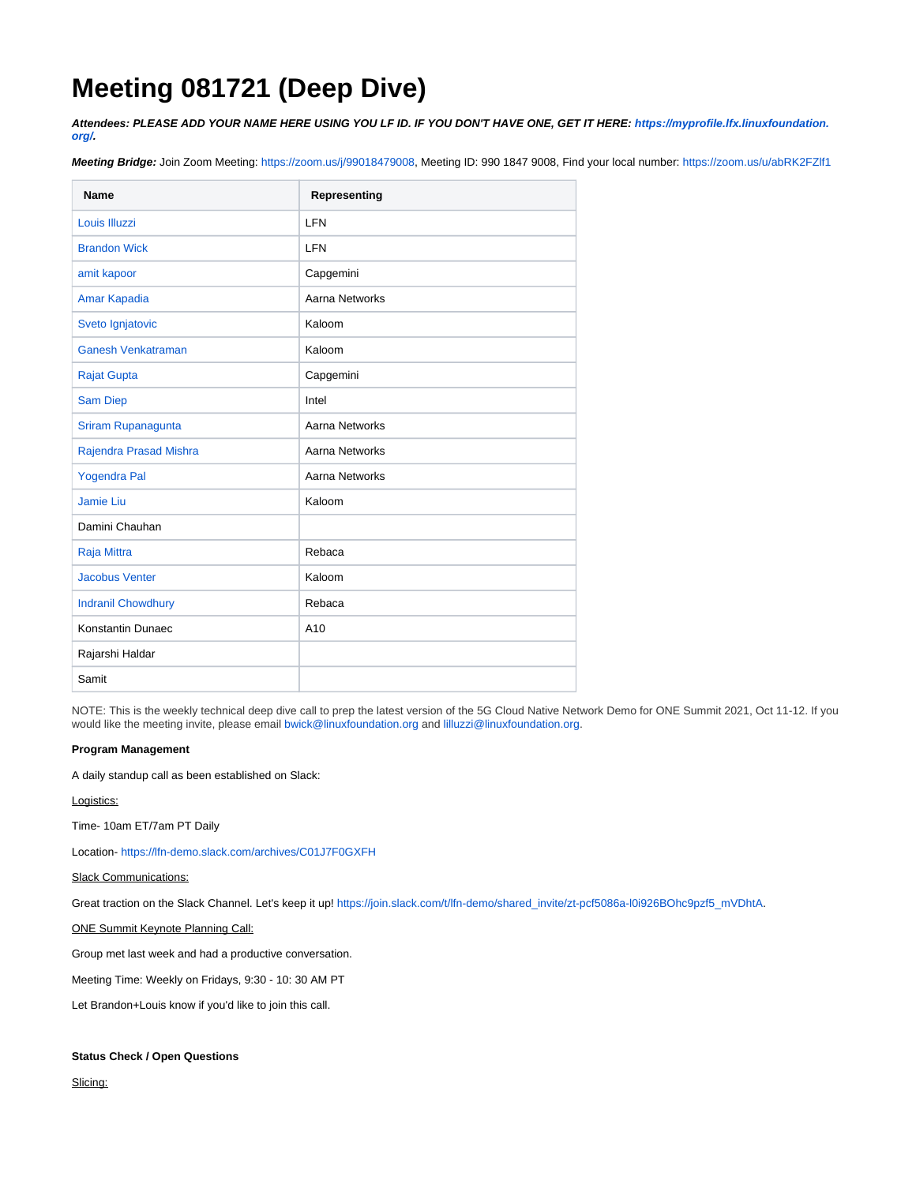# Meeting 081721 (Deep Dive)

***Attendees: PLEASE ADD YOUR NAME HERE USING YOU LF ID. IF YOU DON'T HAVE ONE, GET IT HERE: https://myprofile.lfx.linuxfoundation.org/.***

***Meeting Bridge:*** Join Zoom Meeting: https://zoom.us/j/99018479008, Meeting ID: 990 1847 9008, Find your local number: https://zoom.us/u/abRK2FZlf1

| Name | Representing |
|---|---|
| Louis Illuzzi | LFN |
| Brandon Wick | LFN |
| amit kapoor | Capgemini |
| Amar Kapadia | Aarna Networks |
| Sveto Ignjatovic | Kaloom |
| Ganesh Venkatraman | Kaloom |
| Rajat Gupta | Capgemini |
| Sam Diep | Intel |
| Sriram Rupanagunta | Aarna Networks |
| Rajendra Prasad Mishra | Aarna Networks |
| Yogendra Pal | Aarna Networks |
| Jamie Liu | Kaloom |
| Damini Chauhan | |
| Raja Mittra | Rebaca |
| Jacobus Venter | Kaloom |
| Indranil Chowdhury | Rebaca |
| Konstantin Dunaec | A10 |
| Rajarshi Haldar | |
| Samit | |

NOTE: This is the weekly technical deep dive call to prep the latest version of the 5G Cloud Native Network Demo for ONE Summit 2021, Oct 11-12. If you would like the meeting invite, please email bwick@linuxfoundation.org and lilluzzi@linuxfoundation.org.

**Program Management**

A daily standup call as been established on Slack:

Logistics:

Time- 10am ET/7am PT Daily

Location- https://lfn-demo.slack.com/archives/C01J7F0GXFH

Slack Communications:

Great traction on the Slack Channel. Let's keep it up! https://join.slack.com/t/lfn-demo/shared_invite/zt-pcf5086a-l0i926BOhc9pzf5_mVDhtA.

ONE Summit Keynote Planning Call:

Group met last week and had a productive conversation.

Meeting Time: Weekly on Fridays, 9:30 - 10: 30 AM PT

Let Brandon+Louis know if you'd like to join this call.

**Status Check / Open Questions**

Slicing: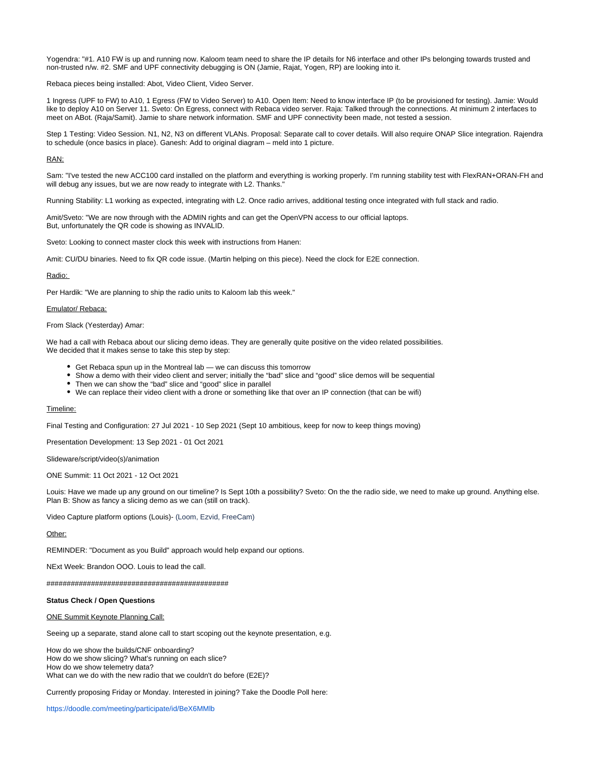Yogendra: "#1. A10 FW is up and running now. Kaloom team need to share the IP details for N6 interface and other IPs belonging towards trusted and non-trusted n/w. #2. SMF and UPF connectivity debugging is ON (Jamie, Rajat, Yogen, RP) are looking into it.

Rebaca pieces being installed: Abot, Video Client, Video Server.

1 Ingress (UPF to FW) to A10, 1 Egress (FW to Video Server) to A10. Open Item: Need to know interface IP (to be provisioned for testing). Jamie: Would like to deploy A10 on Server 11. Sveto: On Egress, connect with Rebaca video server. Raja: Talked through the connections. At minimum 2 interfaces to meet on ABot. (Raja/Samit). Jamie to share network information. SMF and UPF connectivity been made, not tested a session.

Step 1 Testing: Video Session. N1, N2, N3 on different VLANs. Proposal: Separate call to cover details. Will also require ONAP Slice integration. Rajendra to schedule (once basics in place). Ganesh: Add to original diagram – meld into 1 picture.

RAN:

Sam: "I've tested the new ACC100 card installed on the platform and everything is working properly. I'm running stability test with FlexRAN+ORAN-FH and will debug any issues, but we are now ready to integrate with L2. Thanks."

Running Stability: L1 working as expected, integrating with L2. Once radio arrives, additional testing once integrated with full stack and radio.

Amit/Sveto: "We are now through with the ADMIN rights and can get the OpenVPN access to our official laptops.
But, unfortunately the QR code is showing as INVALID.

Sveto: Looking to connect master clock this week with instructions from Hanen:

Amit: CU/DU binaries. Need to fix QR code issue. (Martin helping on this piece). Need the clock for E2E connection.

Radio:

Per Hardik: "We are planning to ship the radio units to Kaloom lab this week."

Emulator/ Rebaca:

From Slack (Yesterday) Amar:

We had a call with Rebaca about our slicing demo ideas. They are generally quite positive on the video related possibilities.
We decided that it makes sense to take this step by step:

- Get Rebaca spun up in the Montreal lab — we can discuss this tomorrow
- Show a demo with their video client and server; initially the "bad" slice and "good" slice demos will be sequential
- Then we can show the "bad" slice and "good" slice in parallel
- We can replace their video client with a drone or something like that over an IP connection (that can be wifi)

Timeline:

Final Testing and Configuration: 27 Jul 2021 - 10 Sep 2021 (Sept 10 ambitious, keep for now to keep things moving)

Presentation Development: 13 Sep 2021 - 01 Oct 2021

Slideware/script/video(s)/animation

ONE Summit: 11 Oct 2021 - 12 Oct 2021

Louis: Have we made up any ground on our timeline? Is Sept 10th a possibility? Sveto: On the the radio side, we need to make up ground. Anything else. Plan B: Show as fancy a slicing demo as we can (still on track).

Video Capture platform options (Louis)- (Loom, Ezvid, FreeCam)

Other:

REMINDER: "Document as you Build" approach would help expand our options.

NExt Week: Brandon OOO. Louis to lead the call.

##############################################

**Status Check / Open Questions**

ONE Summit Keynote Planning Call:

Seeing up a separate, stand alone call to start scoping out the keynote presentation, e.g.

How do we show the builds/CNF onboarding?
How do we show slicing? What's running on each slice?
How do we show telemetry data?
What can we do with the new radio that we couldn't do before (E2E)?

Currently proposing Friday or Monday. Interested in joining? Take the Doodle Poll here:

https://doodle.com/meeting/participate/id/BeX6MMlb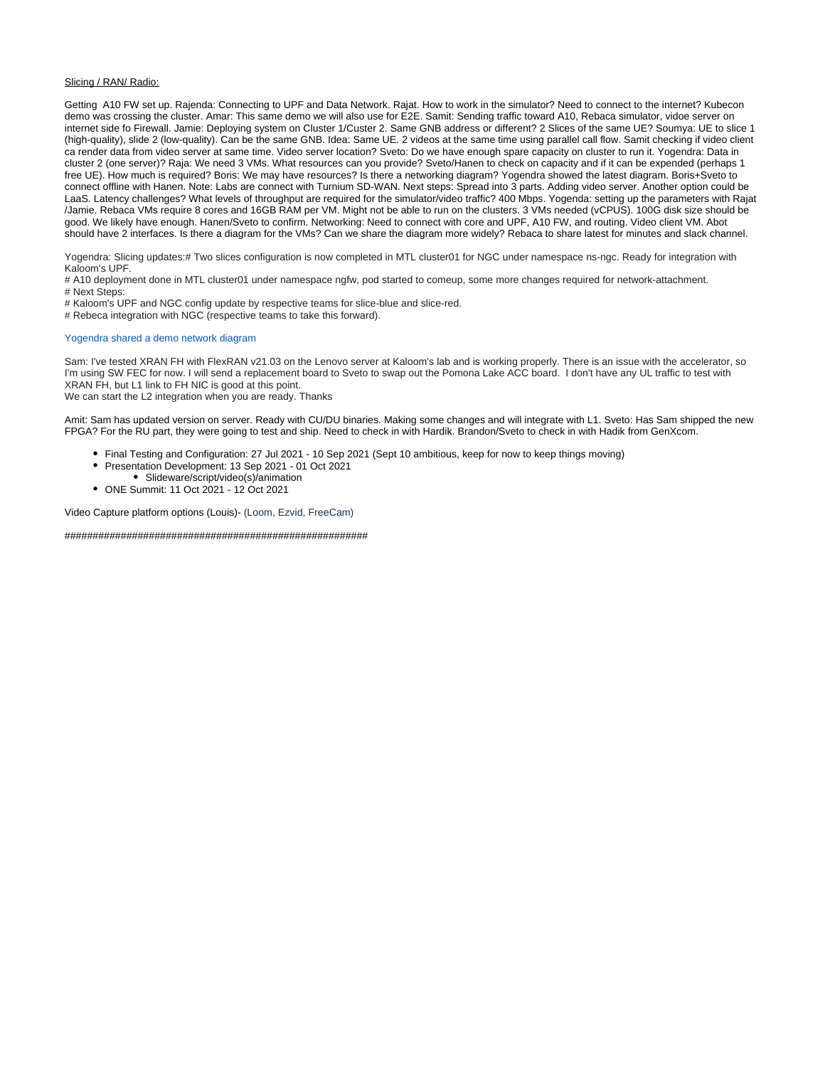Slicing / RAN/ Radio:

Getting  A10 FW set up. Rajenda: Connecting to UPF and Data Network. Rajat. How to work in the simulator? Need to connect to the internet? Kubecon demo was crossing the cluster. Amar: This same demo we will also use for E2E. Samit: Sending traffic toward A10, Rebaca simulator, vidoe server on internet side fo Firewall. Jamie: Deploying system on Cluster 1/Custer 2. Same GNB address or different? 2 Slices of the same UE? Soumya: UE to slice 1 (high-quality), slide 2 (low-quality). Can be the same GNB. Idea: Same UE. 2 videos at the same time using parallel call flow. Samit checking if video client ca render data from video server at same time. Video server location? Sveto: Do we have enough spare capacity on cluster to run it. Yogendra: Data in cluster 2 (one server)? Raja: We need 3 VMs. What resources can you provide? Sveto/Hanen to check on capacity and if it can be expended (perhaps 1 free UE). How much is required? Boris: We may have resources? Is there a networking diagram? Yogendra showed the latest diagram. Boris+Sveto to connect offline with Hanen. Note: Labs are connect with Turnium SD-WAN. Next steps: Spread into 3 parts. Adding video server. Another option could be LaaS. Latency challenges? What levels of throughput are required for the simulator/video traffic? 400 Mbps. Yogenda: setting up the parameters with Rajat /Jamie. Rebaca VMs require 8 cores and 16GB RAM per VM. Might not be able to run on the clusters. 3 VMs needed (vCPUS). 100G disk size should be good. We likely have enough. Hanen/Sveto to confirm. Networking: Need to connect with core and UPF, A10 FW, and routing. Video client VM. Abot should have 2 interfaces. Is there a diagram for the VMs? Can we share the diagram more widely? Rebaca to share latest for minutes and slack channel.

Yogendra: Slicing updates:# Two slices configuration is now completed in MTL cluster01 for NGC under namespace ns-ngc. Ready for integration with Kaloom's UPF.
# A10 deployment done in MTL cluster01 under namespace ngfw, pod started to comeup, some more changes required for network-attachment.
# Next Steps:
# Kaloom's UPF and NGC config update by respective teams for slice-blue and slice-red.
# Rebeca integration with NGC (respective teams to take this forward).

Yogendra shared a demo network diagram

Sam: I've tested XRAN FH with FlexRAN v21.03 on the Lenovo server at Kaloom's lab and is working properly. There is an issue with the accelerator, so I'm using SW FEC for now. I will send a replacement board to Sveto to swap out the Pomona Lake ACC board.  I don't have any UL traffic to test with XRAN FH, but L1 link to FH NIC is good at this point.
We can start the L2 integration when you are ready. Thanks

Amit: Sam has updated version on server. Ready with CU/DU binaries. Making some changes and will integrate with L1. Sveto: Has Sam shipped the new FPGA? For the RU part, they were going to test and ship. Need to check in with Hardik. Brandon/Sveto to check in with Hadik from GenXcom.

- Final Testing and Configuration: 27 Jul 2021 - 10 Sep 2021 (Sept 10 ambitious, keep for now to keep things moving)
- Presentation Development: 13 Sep 2021 - 01 Oct 2021
  - Slideware/script/video(s)/animation
- ONE Summit: 11 Oct 2021 - 12 Oct 2021

Video Capture platform options (Louis)- (Loom, Ezvid, FreeCam)

########################################################